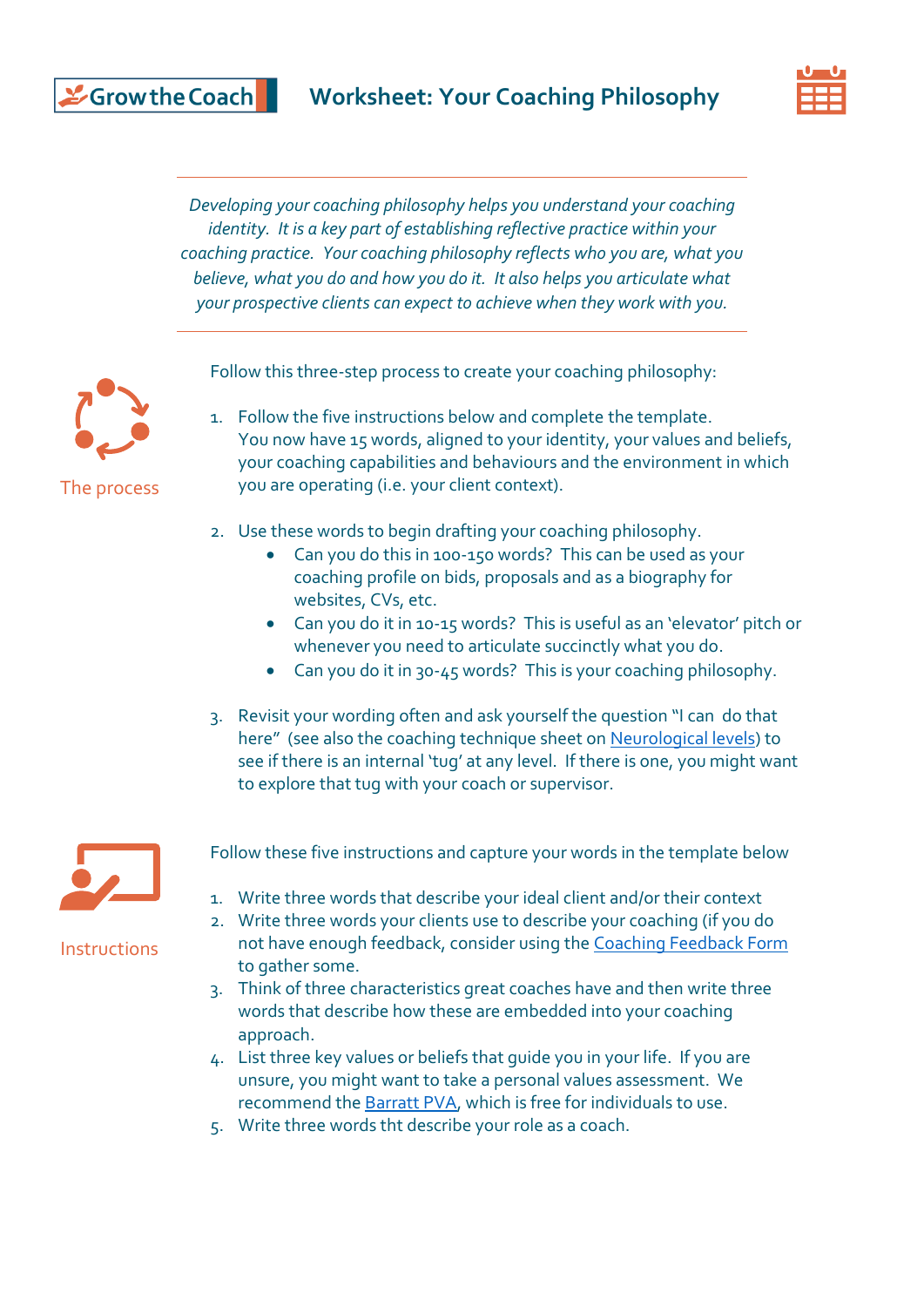Grow the Coach

# Worksheet: Your Coaching Philosophy

*Developing your coaching philosophy helps you understand your coaching identity. It is a key part of establishing reflective practice within your coaching practice. Your coaching philosophy reflects who you are, what you believe, what you do and how you do it. It also helps you articulate what your prospective clients can expect to achieve when they work with you.*

## The process

Follow this three-step process to create your coaching philosophy:

1. Follow the five instructions below and complete the template. You now have 15 words, aligned to your identity, your values and beliefs, your coaching capabilities and behaviours and the environment in which you are operating (i.e. your client context).

2. Use these words to begin drafting your coaching philosophy.
   - Can you do this in 100-150 words? This can be used as your coaching profile on bids, proposals and as a biography for websites, CVs, etc.
   - Can you do it in 10-15 words? This is useful as an 'elevator' pitch or whenever you need to articulate succinctly what you do.
   - Can you do it in 30-45 words? This is your coaching philosophy.

3. Revisit your wording often and ask yourself the question "I can do that here" (see also the coaching technique sheet on Neurological levels) to see if there is an internal 'tug' at any level. If there is one, you might want to explore that tug with your coach or supervisor.

## Instructions

Follow these five instructions and capture your words in the template below

1. Write three words that describe your ideal client and/or their context
2. Write three words your clients use to describe your coaching (if you do not have enough feedback, consider using the Coaching Feedback Form to gather some.
3. Think of three characteristics great coaches have and then write three words that describe how these are embedded into your coaching approach.
4. List three key values or beliefs that guide you in your life. If you are unsure, you might want to take a personal values assessment. We recommend the Barratt PVA, which is free for individuals to use.
5. Write three words tht describe your role as a coach.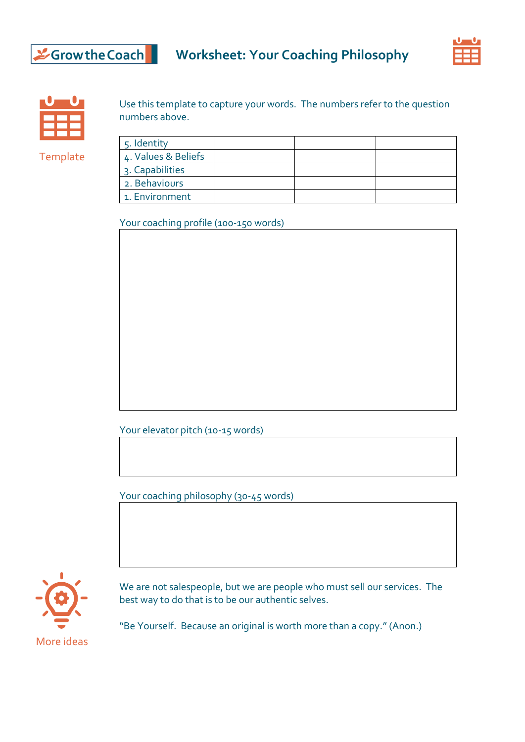# Grow the Coach — Worksheet: Your Coaching Philosophy

Template

Use this template to capture your words. The numbers refer to the question numbers above.

| | | | |
|---|---|---|---|
| 5. Identity | | | |
| 4. Values & Beliefs | | | |
| 3. Capabilities | | | |
| 2. Behaviours | | | |
| 1. Environment | | | |

Your coaching profile (100-150 words)

Your elevator pitch (10-15 words)

Your coaching philosophy (30-45 words)

More ideas

We are not salespeople, but we are people who must sell our services. The best way to do that is to be our authentic selves.

"Be Yourself. Because an original is worth more than a copy." (Anon.)